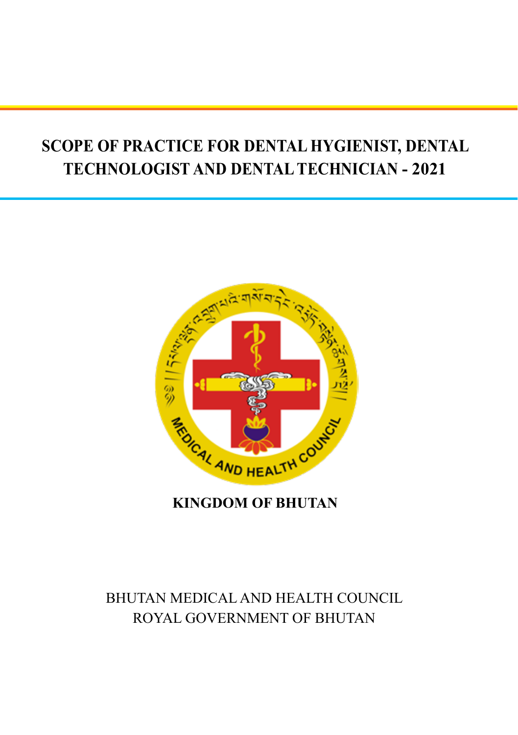# SCOPE OF PRACTICE FOR DENTAL HYGIENIST, DENTAL TECHNOLOGIST AND DENTAL TECHNICIAN - 2021

**KINGDOM OF BHUTAN**

BHUTAN MEDICAL AND HEALTH COUNCIL
ROYAL GOVERNMENT OF BHUTAN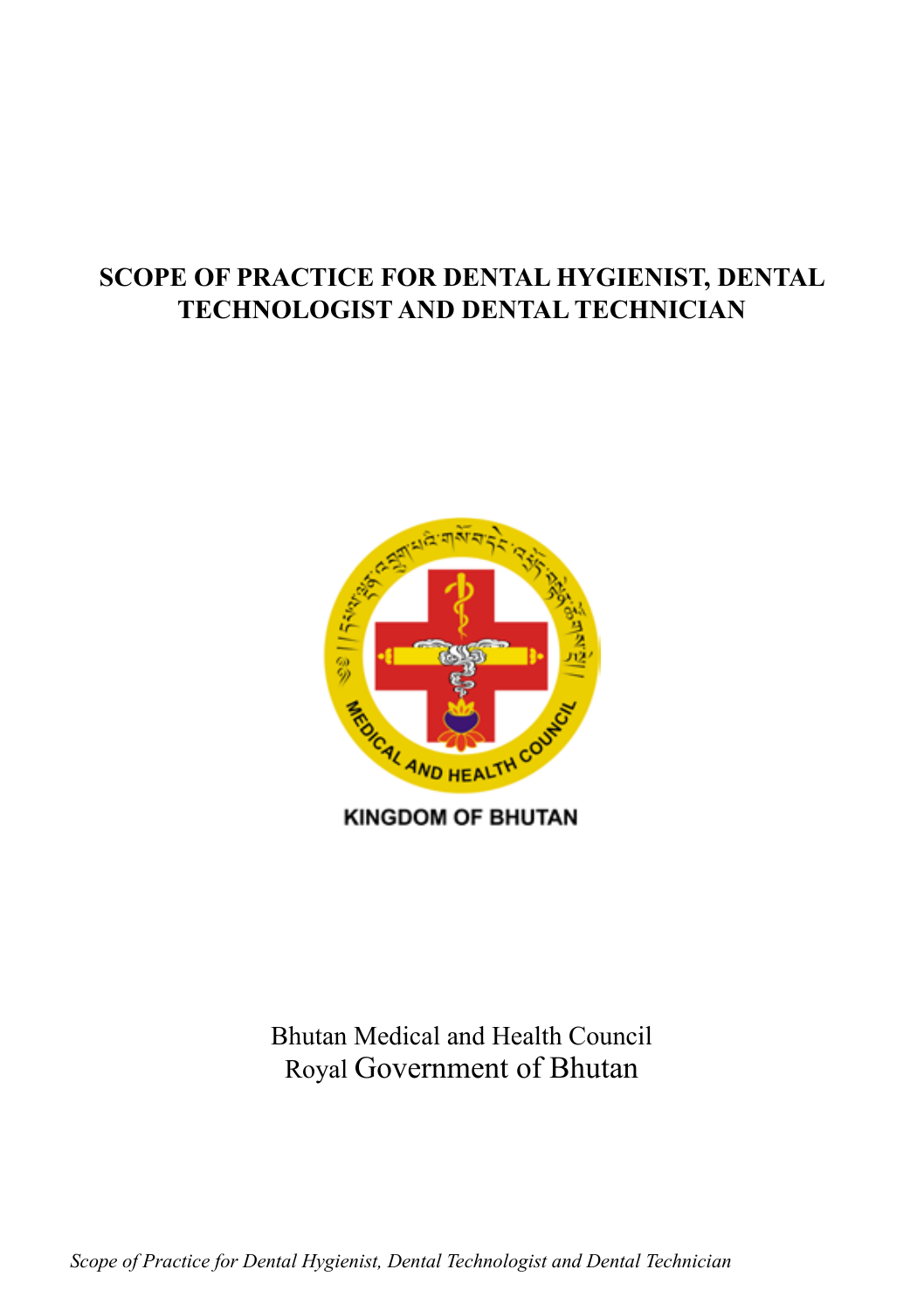# SCOPE OF PRACTICE FOR DENTAL HYGIENIST, DENTAL TECHNOLOGIST AND DENTAL TECHNICIAN

MEDICAL AND HEALTH COUNCIL

KINGDOM OF BHUTAN

Bhutan Medical and Health Council
Royal Government of Bhutan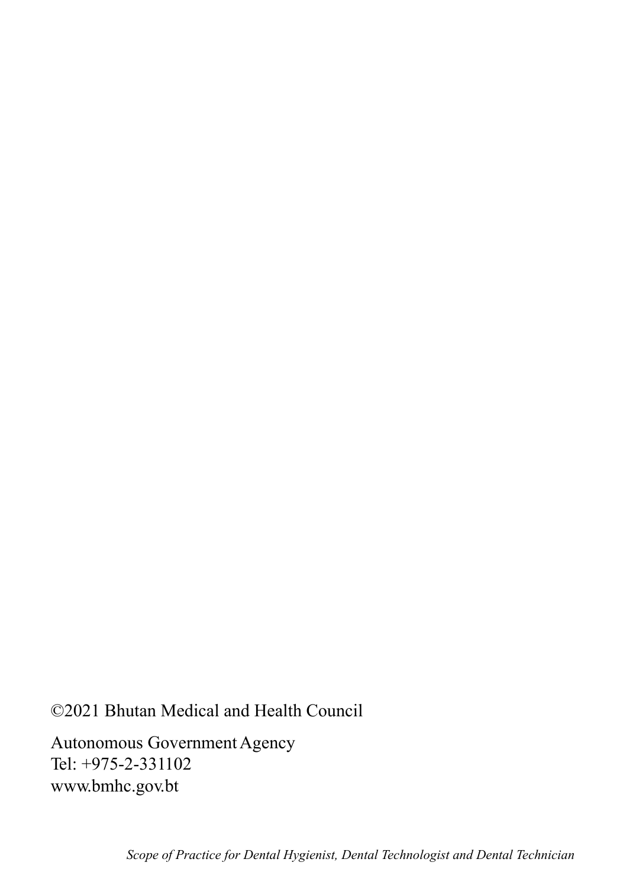©2021 Bhutan Medical and Health Council

Autonomous Government Agency
Tel: +975-2-331102
www.bmhc.gov.bt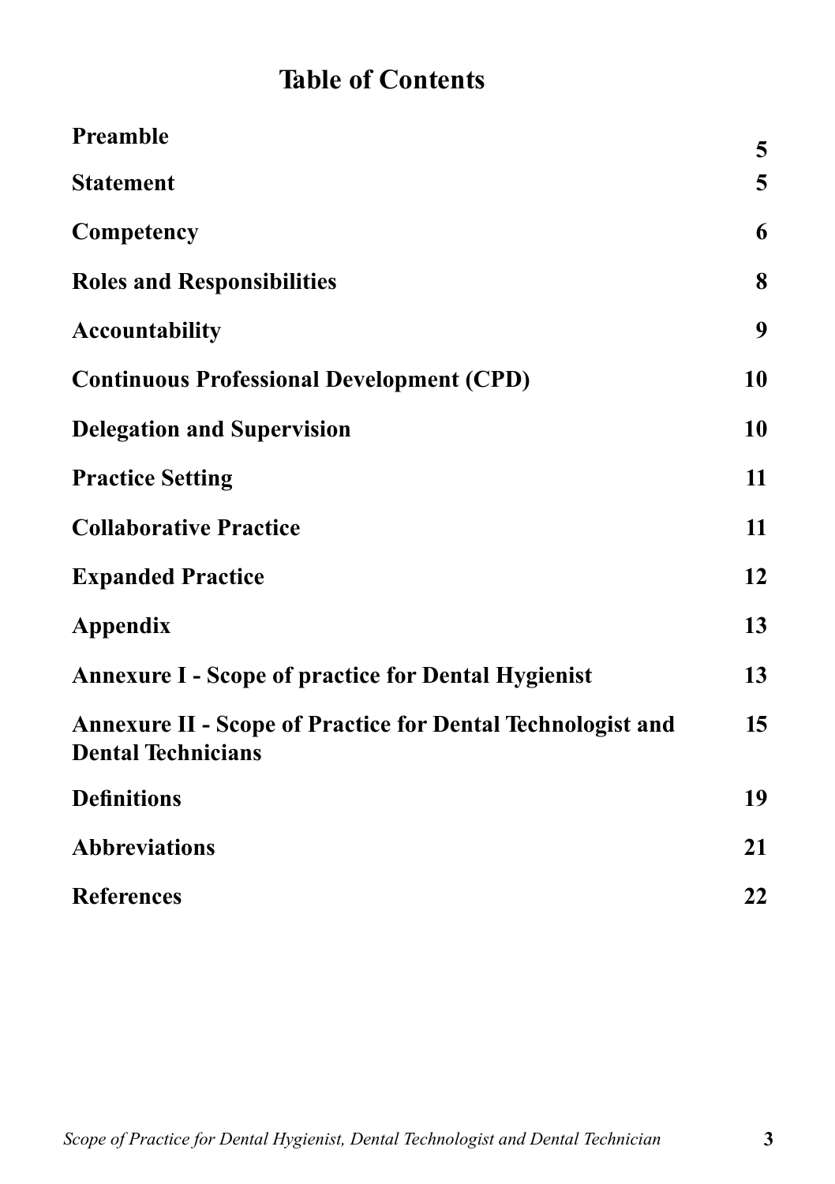# Table of Contents

| | |
|---|---|
| **Preamble** | **5** |
| **Statement** | **5** |
| **Competency** | **6** |
| **Roles and Responsibilities** | **8** |
| **Accountability** | **9** |
| **Continuous Professional Development (CPD)** | **10** |
| **Delegation and Supervision** | **10** |
| **Practice Setting** | **11** |
| **Collaborative Practice** | **11** |
| **Expanded Practice** | **12** |
| **Appendix** | **13** |
| **Annexure I - Scope of practice for Dental Hygienist** | **13** |
| **Annexure II - Scope of Practice for Dental Technologist and Dental Technicians** | **15** |
| **Definitions** | **19** |
| **Abbreviations** | **21** |
| **References** | **22** |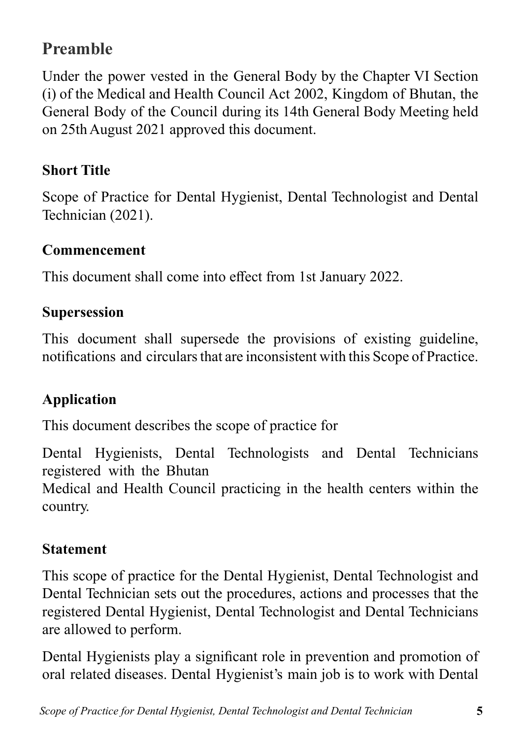## Preamble

Under the power vested in the General Body by the Chapter VI Section (i) of the Medical and Health Council Act 2002, Kingdom of Bhutan, the General Body of the Council during its 14th General Body Meeting held on 25th August 2021 approved this document.

### Short Title

Scope of Practice for Dental Hygienist, Dental Technologist and Dental Technician (2021).

### Commencement

This document shall come into effect from 1st January 2022.

### Supersession

This document shall supersede the provisions of existing guideline, notifications and circulars that are inconsistent with this Scope of Practice.

### Application

This document describes the scope of practice for

Dental Hygienists, Dental Technologists and Dental Technicians registered with the Bhutan Medical and Health Council practicing in the health centers within the country.

### Statement

This scope of practice for the Dental Hygienist, Dental Technologist and Dental Technician sets out the procedures, actions and processes that the registered Dental Hygienist, Dental Technologist and Dental Technicians are allowed to perform.

Dental Hygienists play a significant role in prevention and promotion of oral related diseases. Dental Hygienist's main job is to work with Dental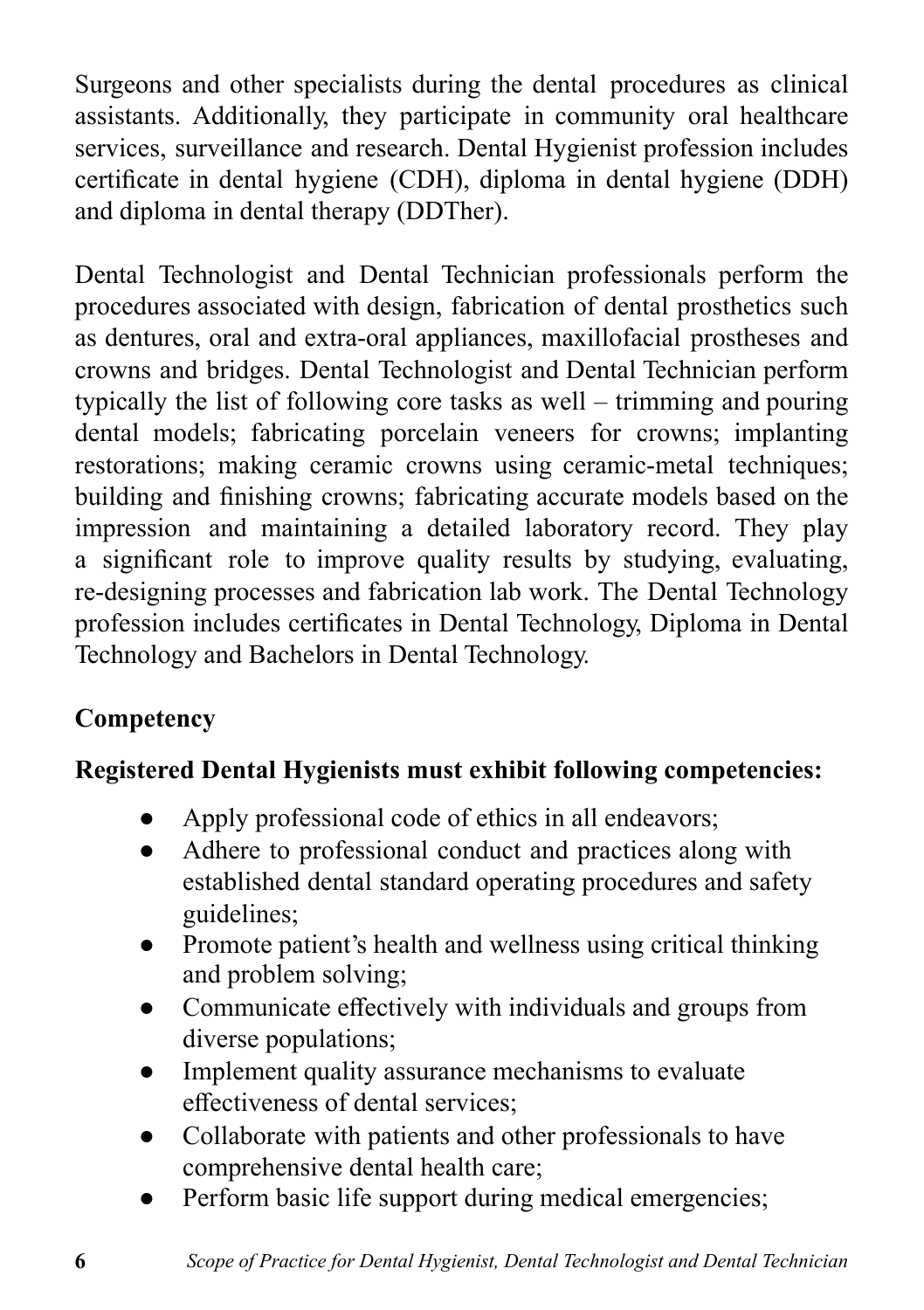Surgeons and other specialists during the dental procedures as clinical assistants. Additionally, they participate in community oral healthcare services, surveillance and research. Dental Hygienist profession includes certificate in dental hygiene (CDH), diploma in dental hygiene (DDH) and diploma in dental therapy (DDTher).

Dental Technologist and Dental Technician professionals perform the procedures associated with design, fabrication of dental prosthetics such as dentures, oral and extra-oral appliances, maxillofacial prostheses and crowns and bridges. Dental Technologist and Dental Technician perform typically the list of following core tasks as well – trimming and pouring dental models; fabricating porcelain veneers for crowns; implanting restorations; making ceramic crowns using ceramic-metal techniques; building and finishing crowns; fabricating accurate models based on the impression and maintaining a detailed laboratory record. They play a significant role to improve quality results by studying, evaluating, re-designing processes and fabrication lab work. The Dental Technology profession includes certificates in Dental Technology, Diploma in Dental Technology and Bachelors in Dental Technology.

## Competency

### Registered Dental Hygienists must exhibit following competencies:

- Apply professional code of ethics in all endeavors;
- Adhere to professional conduct and practices along with established dental standard operating procedures and safety guidelines;
- Promote patient's health and wellness using critical thinking and problem solving;
- Communicate effectively with individuals and groups from diverse populations;
- Implement quality assurance mechanisms to evaluate effectiveness of dental services;
- Collaborate with patients and other professionals to have comprehensive dental health care;
- Perform basic life support during medical emergencies;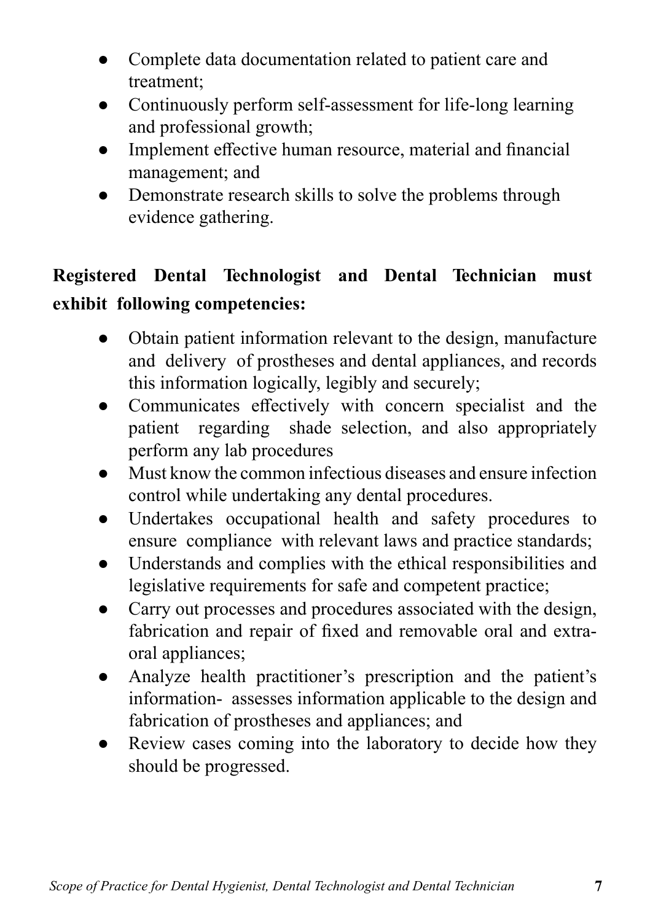- Complete data documentation related to patient care and treatment;
- Continuously perform self-assessment for life-long learning and professional growth;
- Implement effective human resource, material and financial management; and
- Demonstrate research skills to solve the problems through evidence gathering.

**Registered Dental Technologist and Dental Technician must exhibit following competencies:**

- Obtain patient information relevant to the design, manufacture and delivery of prostheses and dental appliances, and records this information logically, legibly and securely;
- Communicates effectively with concern specialist and the patient regarding shade selection, and also appropriately perform any lab procedures
- Must know the common infectious diseases and ensure infection control while undertaking any dental procedures.
- Undertakes occupational health and safety procedures to ensure compliance with relevant laws and practice standards;
- Understands and complies with the ethical responsibilities and legislative requirements for safe and competent practice;
- Carry out processes and procedures associated with the design, fabrication and repair of fixed and removable oral and extra-oral appliances;
- Analyze health practitioner's prescription and the patient's information- assesses information applicable to the design and fabrication of prostheses and appliances; and
- Review cases coming into the laboratory to decide how they should be progressed.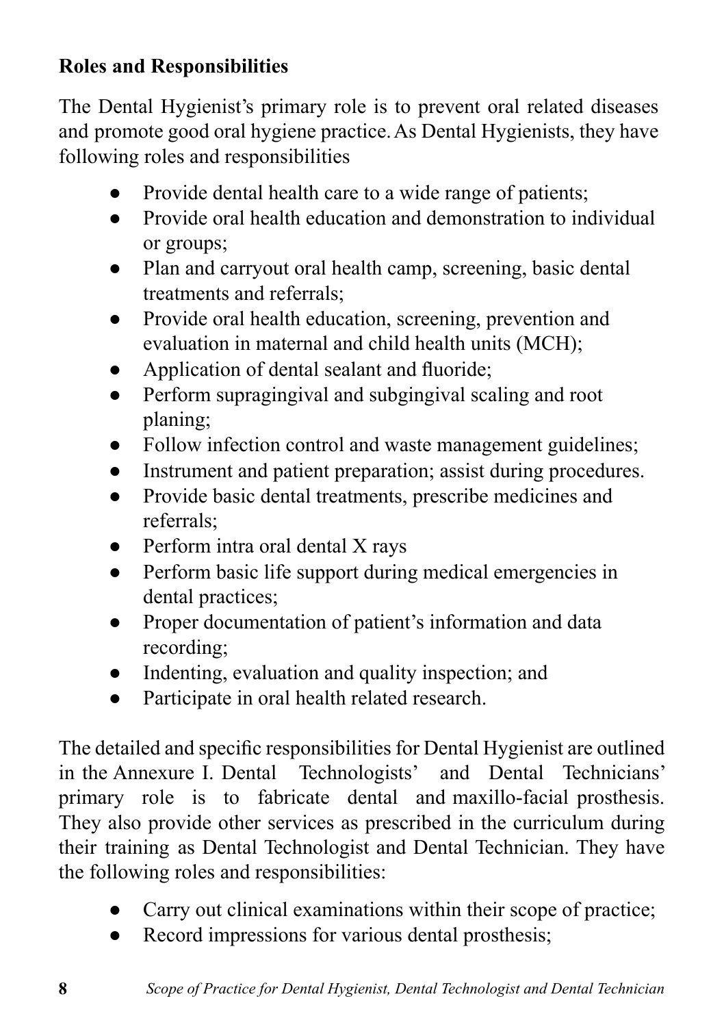**Roles and Responsibilities**

The Dental Hygienist's primary role is to prevent oral related diseases and promote good oral hygiene practice. As Dental Hygienists, they have following roles and responsibilities

- Provide dental health care to a wide range of patients;
- Provide oral health education and demonstration to individual or groups;
- Plan and carryout oral health camp, screening, basic dental treatments and referrals;
- Provide oral health education, screening, prevention and evaluation in maternal and child health units (MCH);
- Application of dental sealant and fluoride;
- Perform supragingival and subgingival scaling and root planing;
- Follow infection control and waste management guidelines;
- Instrument and patient preparation; assist during procedures.
- Provide basic dental treatments, prescribe medicines and referrals;
- Perform intra oral dental X rays
- Perform basic life support during medical emergencies in dental practices;
- Proper documentation of patient's information and data recording;
- Indenting, evaluation and quality inspection; and
- Participate in oral health related research.

The detailed and specific responsibilities for Dental Hygienist are outlined in the Annexure I. Dental Technologists' and Dental Technicians' primary role is to fabricate dental and maxillo-facial prosthesis. They also provide other services as prescribed in the curriculum during their training as Dental Technologist and Dental Technician. They have the following roles and responsibilities:

- Carry out clinical examinations within their scope of practice;
- Record impressions for various dental prosthesis;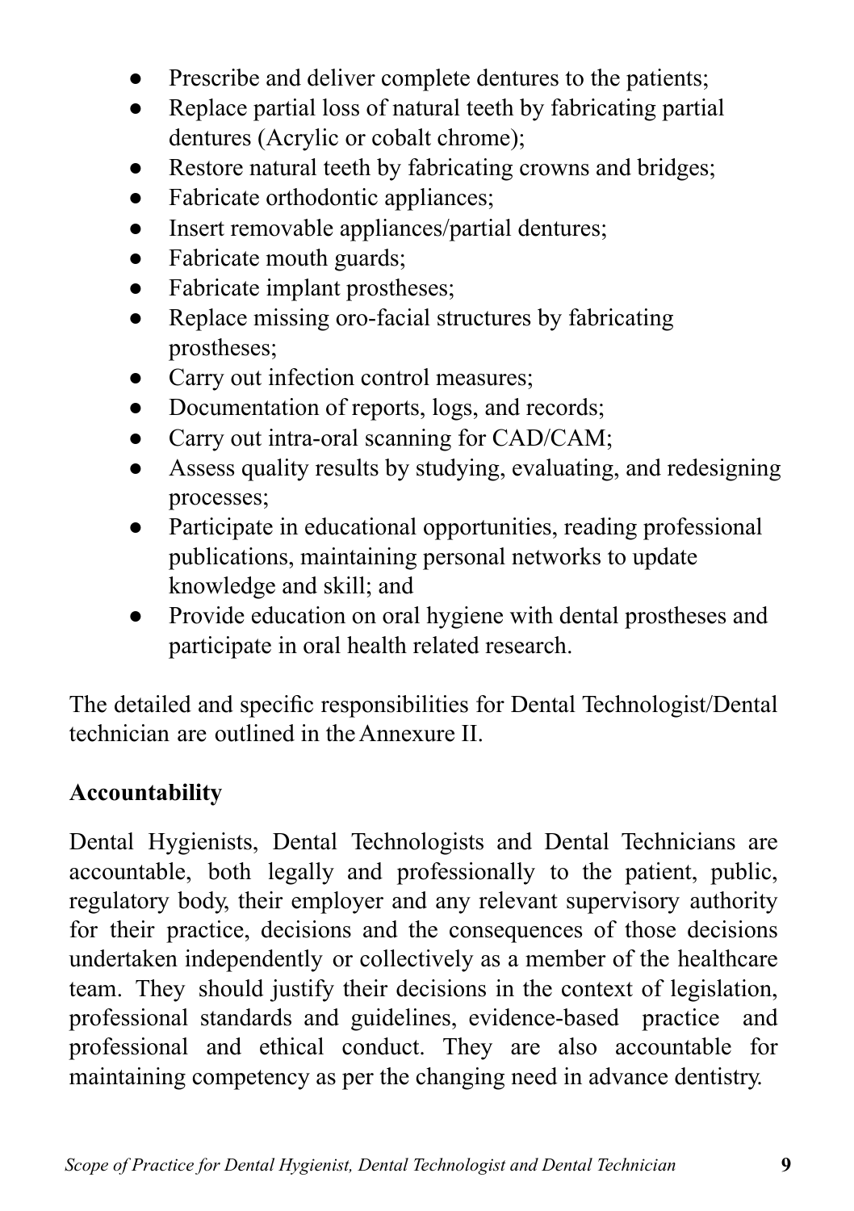- Prescribe and deliver complete dentures to the patients;
- Replace partial loss of natural teeth by fabricating partial dentures (Acrylic or cobalt chrome);
- Restore natural teeth by fabricating crowns and bridges;
- Fabricate orthodontic appliances;
- Insert removable appliances/partial dentures;
- Fabricate mouth guards;
- Fabricate implant prostheses;
- Replace missing oro-facial structures by fabricating prostheses;
- Carry out infection control measures;
- Documentation of reports, logs, and records;
- Carry out intra-oral scanning for CAD/CAM;
- Assess quality results by studying, evaluating, and redesigning processes;
- Participate in educational opportunities, reading professional publications, maintaining personal networks to update knowledge and skill; and
- Provide education on oral hygiene with dental prostheses and participate in oral health related research.

The detailed and specific responsibilities for Dental Technologist/Dental technician are outlined in the Annexure II.

**Accountability**

Dental Hygienists, Dental Technologists and Dental Technicians are accountable, both legally and professionally to the patient, public, regulatory body, their employer and any relevant supervisory authority for their practice, decisions and the consequences of those decisions undertaken independently or collectively as a member of the healthcare team. They should justify their decisions in the context of legislation, professional standards and guidelines, evidence-based practice and professional and ethical conduct. They are also accountable for maintaining competency as per the changing need in advance dentistry.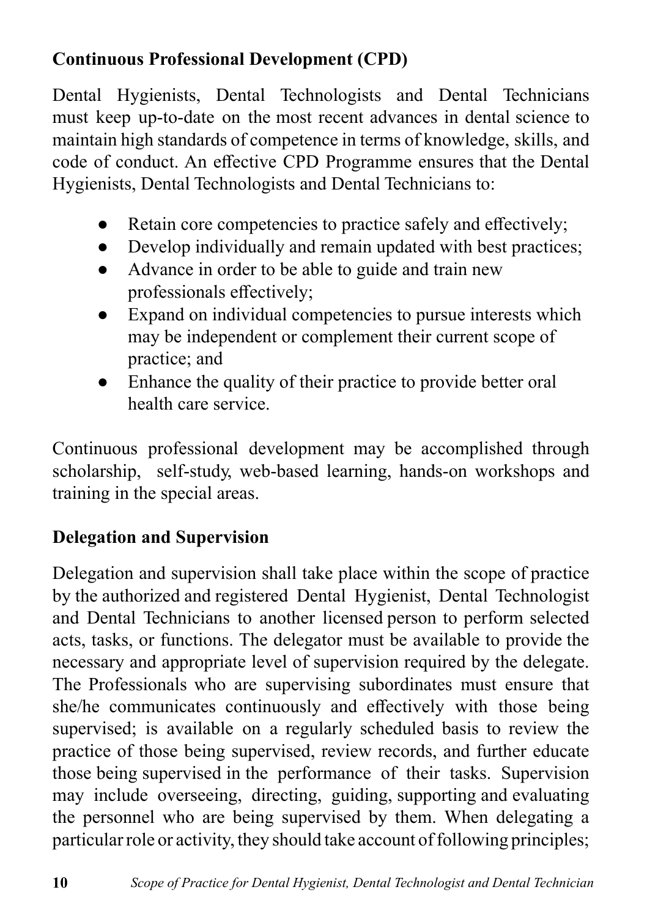## Continuous Professional Development (CPD)

Dental Hygienists, Dental Technologists and Dental Technicians must keep up-to-date on the most recent advances in dental science to maintain high standards of competence in terms of knowledge, skills, and code of conduct. An effective CPD Programme ensures that the Dental Hygienists, Dental Technologists and Dental Technicians to:

- Retain core competencies to practice safely and effectively;
- Develop individually and remain updated with best practices;
- Advance in order to be able to guide and train new professionals effectively;
- Expand on individual competencies to pursue interests which may be independent or complement their current scope of practice; and
- Enhance the quality of their practice to provide better oral health care service.

Continuous professional development may be accomplished through scholarship, self-study, web-based learning, hands-on workshops and training in the special areas.

## Delegation and Supervision

Delegation and supervision shall take place within the scope of practice by the authorized and registered Dental Hygienist, Dental Technologist and Dental Technicians to another licensed person to perform selected acts, tasks, or functions. The delegator must be available to provide the necessary and appropriate level of supervision required by the delegate. The Professionals who are supervising subordinates must ensure that she/he communicates continuously and effectively with those being supervised; is available on a regularly scheduled basis to review the practice of those being supervised, review records, and further educate those being supervised in the performance of their tasks. Supervision may include overseeing, directing, guiding, supporting and evaluating the personnel who are being supervised by them. When delegating a particular role or activity, they should take account of following principles;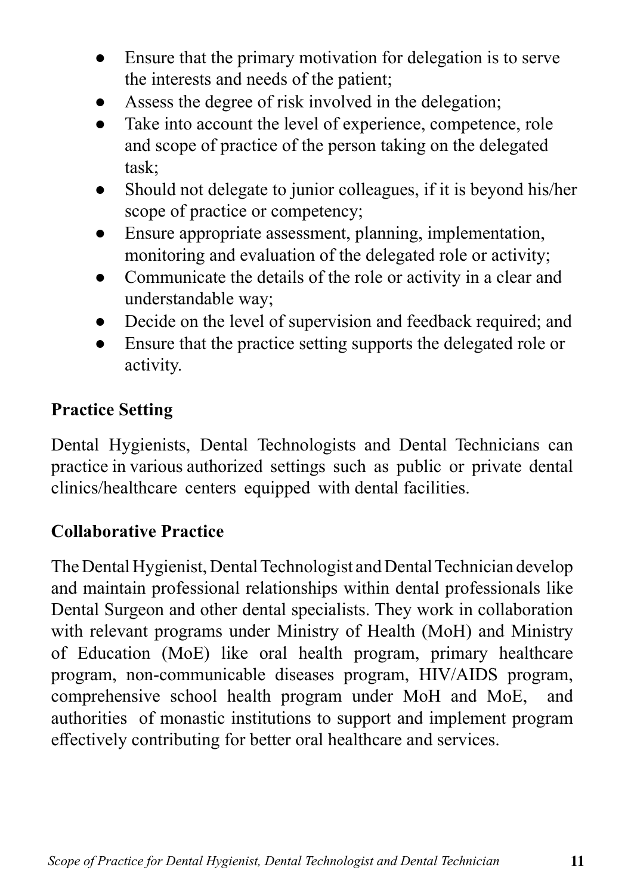- Ensure that the primary motivation for delegation is to serve the interests and needs of the patient;
- Assess the degree of risk involved in the delegation;
- Take into account the level of experience, competence, role and scope of practice of the person taking on the delegated task;
- Should not delegate to junior colleagues, if it is beyond his/her scope of practice or competency;
- Ensure appropriate assessment, planning, implementation, monitoring and evaluation of the delegated role or activity;
- Communicate the details of the role or activity in a clear and understandable way;
- Decide on the level of supervision and feedback required; and
- Ensure that the practice setting supports the delegated role or activity.

**Practice Setting**

Dental Hygienists, Dental Technologists and Dental Technicians can practice in various authorized settings such as public or private dental clinics/healthcare centers equipped with dental facilities.

**Collaborative Practice**

The Dental Hygienist, Dental Technologist and Dental Technician develop and maintain professional relationships within dental professionals like Dental Surgeon and other dental specialists. They work in collaboration with relevant programs under Ministry of Health (MoH) and Ministry of Education (MoE) like oral health program, primary healthcare program, non-communicable diseases program, HIV/AIDS program, comprehensive school health program under MoH and MoE, and authorities of monastic institutions to support and implement program effectively contributing for better oral healthcare and services.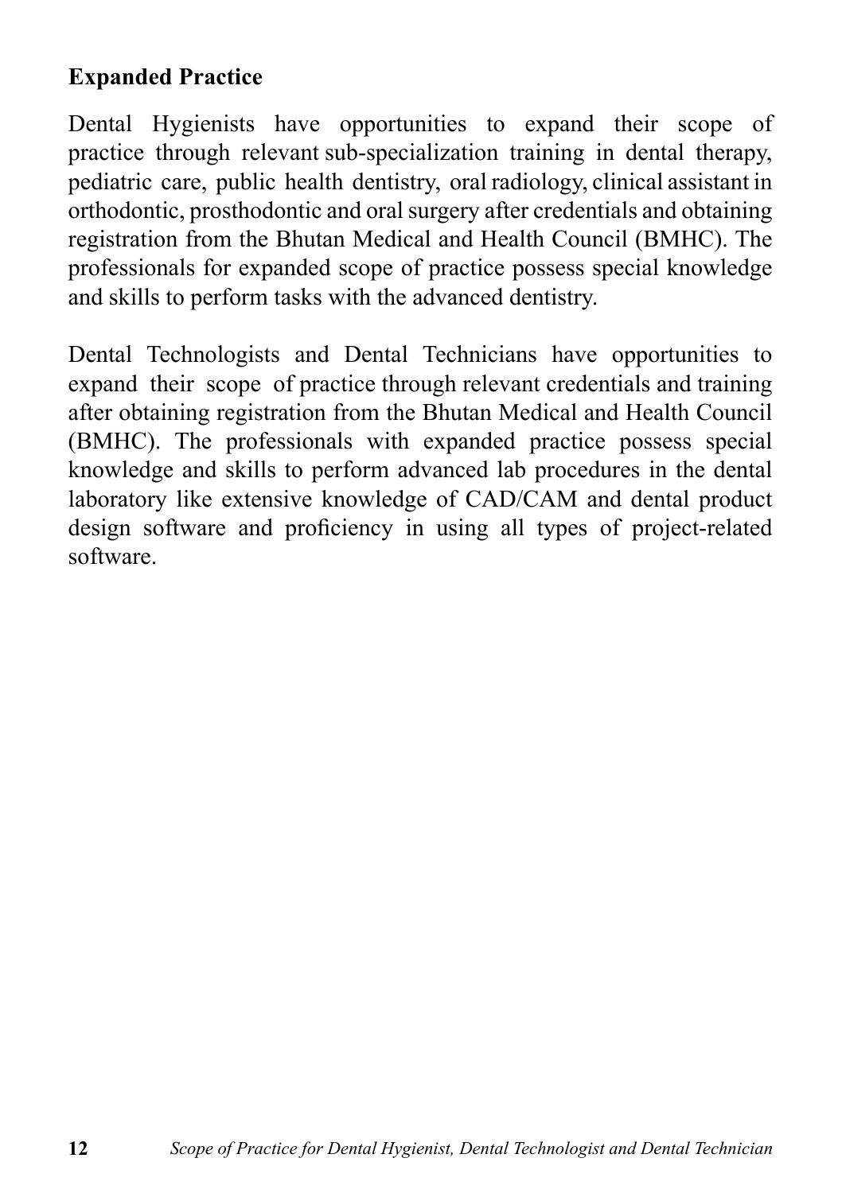## Expanded Practice

Dental Hygienists have opportunities to expand their scope of practice through relevant sub-specialization training in dental therapy, pediatric care, public health dentistry, oral radiology, clinical assistant in orthodontic, prosthodontic and oral surgery after credentials and obtaining registration from the Bhutan Medical and Health Council (BMHC). The professionals for expanded scope of practice possess special knowledge and skills to perform tasks with the advanced dentistry.

Dental Technologists and Dental Technicians have opportunities to expand their scope of practice through relevant credentials and training after obtaining registration from the Bhutan Medical and Health Council (BMHC). The professionals with expanded practice possess special knowledge and skills to perform advanced lab procedures in the dental laboratory like extensive knowledge of CAD/CAM and dental product design software and proficiency in using all types of project-related software.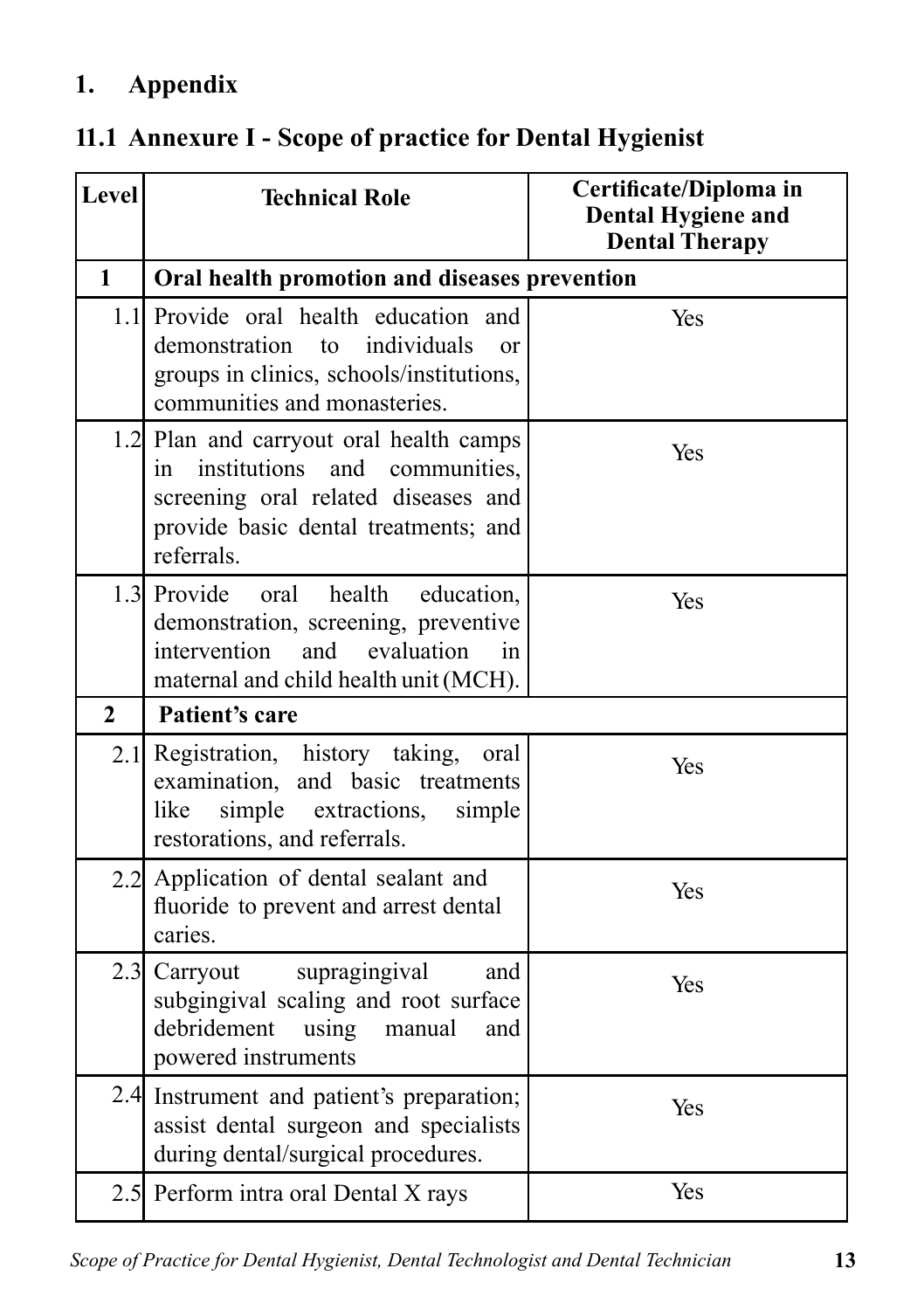# 1. Appendix

## 11.1 Annexure I - Scope of practice for Dental Hygienist

| Level | Technical Role | Certificate/Diploma in Dental Hygiene and Dental Therapy |
|---|---|---|
| **1** | **Oral health promotion and diseases prevention** | |
| 1.1 | Provide oral health education and demonstration to individuals or groups in clinics, schools/institutions, communities and monasteries. | Yes |
| 1.2 | Plan and carryout oral health camps in institutions and communities, screening oral related diseases and provide basic dental treatments; and referrals. | Yes |
| 1.3 | Provide oral health education, demonstration, screening, preventive intervention and evaluation in maternal and child health unit (MCH). | Yes |
| **2** | **Patient's care** | |
| 2.1 | Registration, history taking, oral examination, and basic treatments like simple extractions, simple restorations, and referrals. | Yes |
| 2.2 | Application of dental sealant and fluoride to prevent and arrest dental caries. | Yes |
| 2.3 | Carryout supragingival and subgingival scaling and root surface debridement using manual and powered instruments | Yes |
| 2.4 | Instrument and patient's preparation; assist dental surgeon and specialists during dental/surgical procedures. | Yes |
| 2.5 | Perform intra oral Dental X rays | Yes |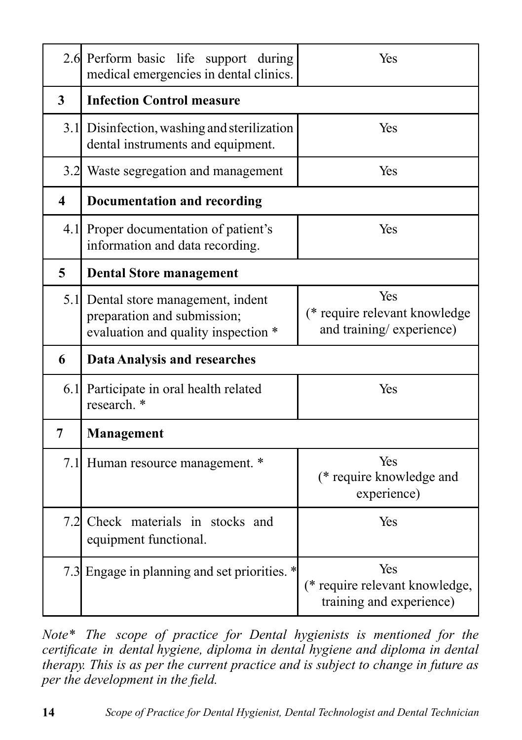| | | |
|---|---|---|
| 2.6 | Perform basic life support during medical emergencies in dental clinics. | Yes |
| **3** | **Infection Control measure** | |
| 3.1 | Disinfection, washing and sterilization dental instruments and equipment. | Yes |
| 3.2 | Waste segregation and management | Yes |
| **4** | **Documentation and recording** | |
| 4.1 | Proper documentation of patient's information and data recording. | Yes |
| **5** | **Dental Store management** | |
| 5.1 | Dental store management, indent preparation and submission; evaluation and quality inspection * | Yes (* require relevant knowledge and training/ experience) |
| **6** | **Data Analysis and researches** | |
| 6.1 | Participate in oral health related research. * | Yes |
| **7** | **Management** | |
| 7.1 | Human resource management. * | Yes (* require knowledge and experience) |
| 7.2 | Check materials in stocks and equipment functional. | Yes |
| 7.3 | Engage in planning and set priorities. * | Yes (* require relevant knowledge, training and experience) |

*Note* The scope of practice for Dental hygienists is mentioned for the certificate in dental hygiene, diploma in dental hygiene and diploma in dental therapy. This is as per the current practice and is subject to change in future as per the development in the field.*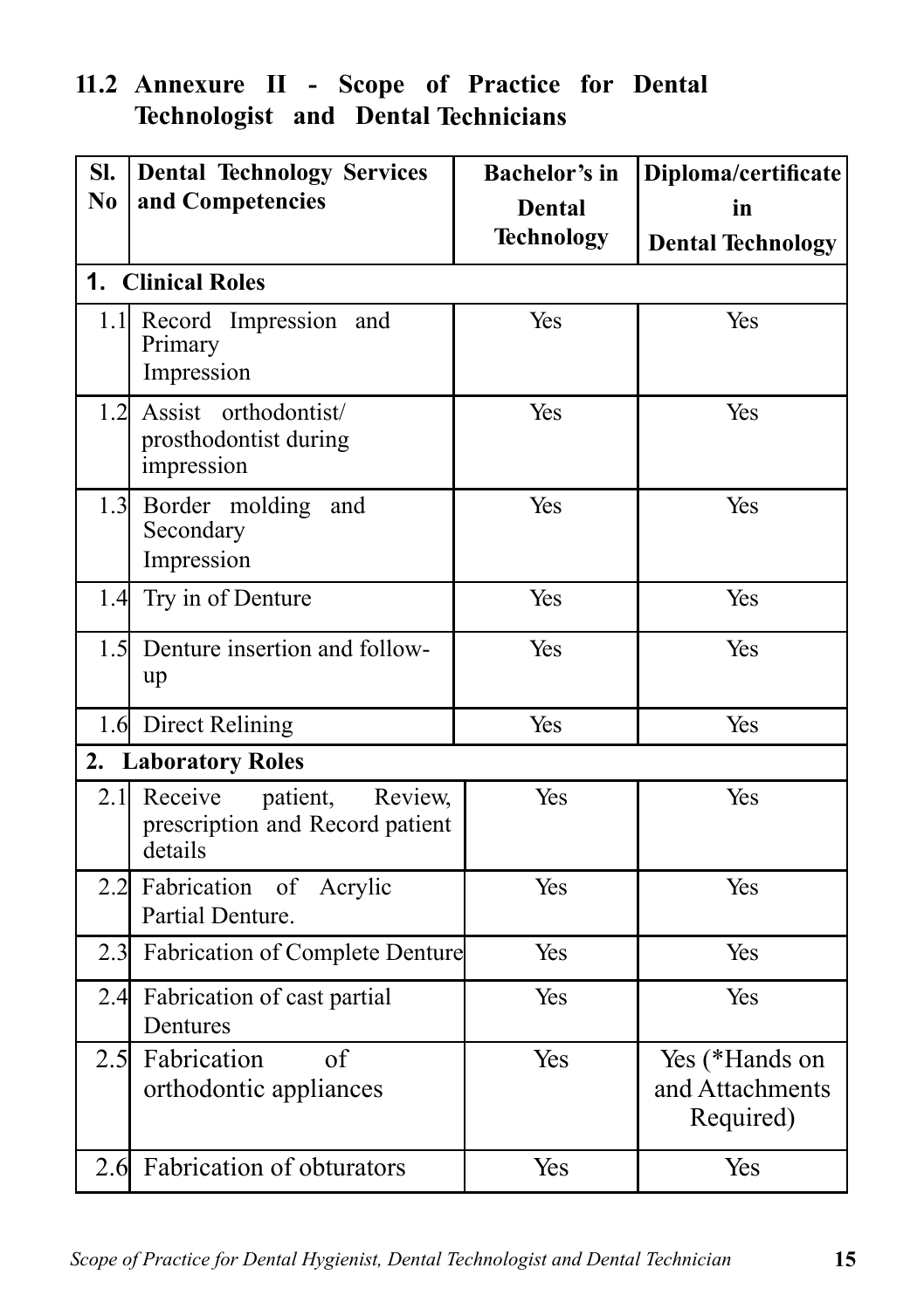## 11.2 Annexure II - Scope of Practice for Dental Technologist and Dental Technicians

| Sl. No | Dental Technology Services and Competencies | Bachelor's in Dental Technology | Diploma/certificate in Dental Technology |
|---|---|---|---|
| **1.** | **Clinical Roles** | | |
| 1.1 | Record Impression and Primary Impression | Yes | Yes |
| 1.2 | Assist orthodontist/ prosthodontist during impression | Yes | Yes |
| 1.3 | Border molding and Secondary Impression | Yes | Yes |
| 1.4 | Try in of Denture | Yes | Yes |
| 1.5 | Denture insertion and follow-up | Yes | Yes |
| 1.6 | Direct Relining | Yes | Yes |
| **2.** | **Laboratory Roles** | | |
| 2.1 | Receive patient, Review, prescription and Record patient details | Yes | Yes |
| 2.2 | Fabrication of Acrylic Partial Denture. | Yes | Yes |
| 2.3 | Fabrication of Complete Denture | Yes | Yes |
| 2.4 | Fabrication of cast partial Dentures | Yes | Yes |
| 2.5 | Fabrication of orthodontic appliances | Yes | Yes (*Hands on and Attachments Required) |
| 2.6 | Fabrication of obturators | Yes | Yes |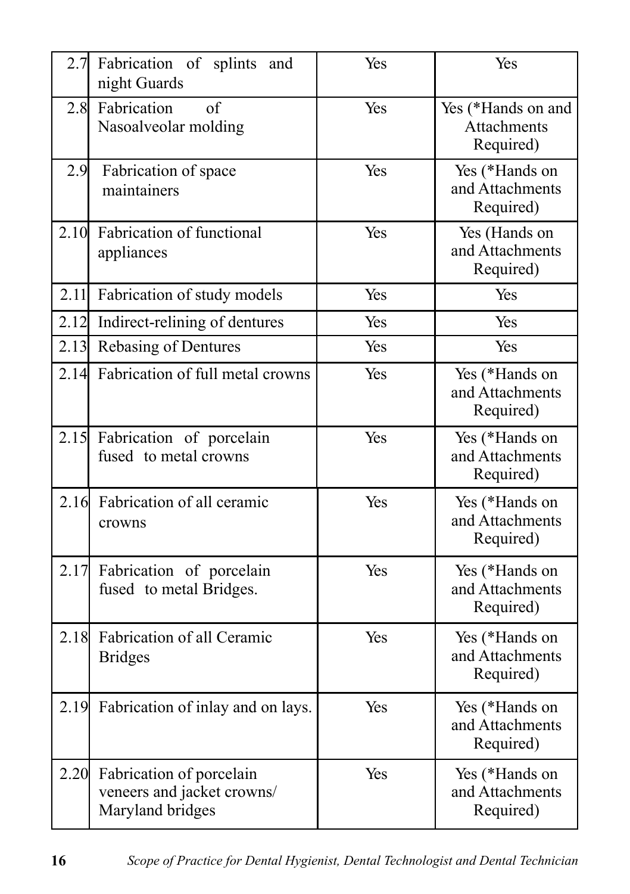| 2.7 | Fabrication of splints and night Guards | Yes | Yes |
|---|---|---|---|
| 2.8 | Fabrication of Nasoalveolar molding | Yes | Yes (*Hands on and Attachments Required) |
| 2.9 | Fabrication of space maintainers | Yes | Yes (*Hands on and Attachments Required) |
| 2.10 | Fabrication of functional appliances | Yes | Yes (Hands on and Attachments Required) |
| 2.11 | Fabrication of study models | Yes | Yes |
| 2.12 | Indirect-relining of dentures | Yes | Yes |
| 2.13 | Rebasing of Dentures | Yes | Yes |
| 2.14 | Fabrication of full metal crowns | Yes | Yes (*Hands on and Attachments Required) |
| 2.15 | Fabrication of porcelain fused to metal crowns | Yes | Yes (*Hands on and Attachments Required) |
| 2.16 | Fabrication of all ceramic crowns | Yes | Yes (*Hands on and Attachments Required) |
| 2.17 | Fabrication of porcelain fused to metal Bridges. | Yes | Yes (*Hands on and Attachments Required) |
| 2.18 | Fabrication of all Ceramic Bridges | Yes | Yes (*Hands on and Attachments Required) |
| 2.19 | Fabrication of inlay and on lays. | Yes | Yes (*Hands on and Attachments Required) |
| 2.20 | Fabrication of porcelain veneers and jacket crowns/ Maryland bridges | Yes | Yes (*Hands on and Attachments Required) |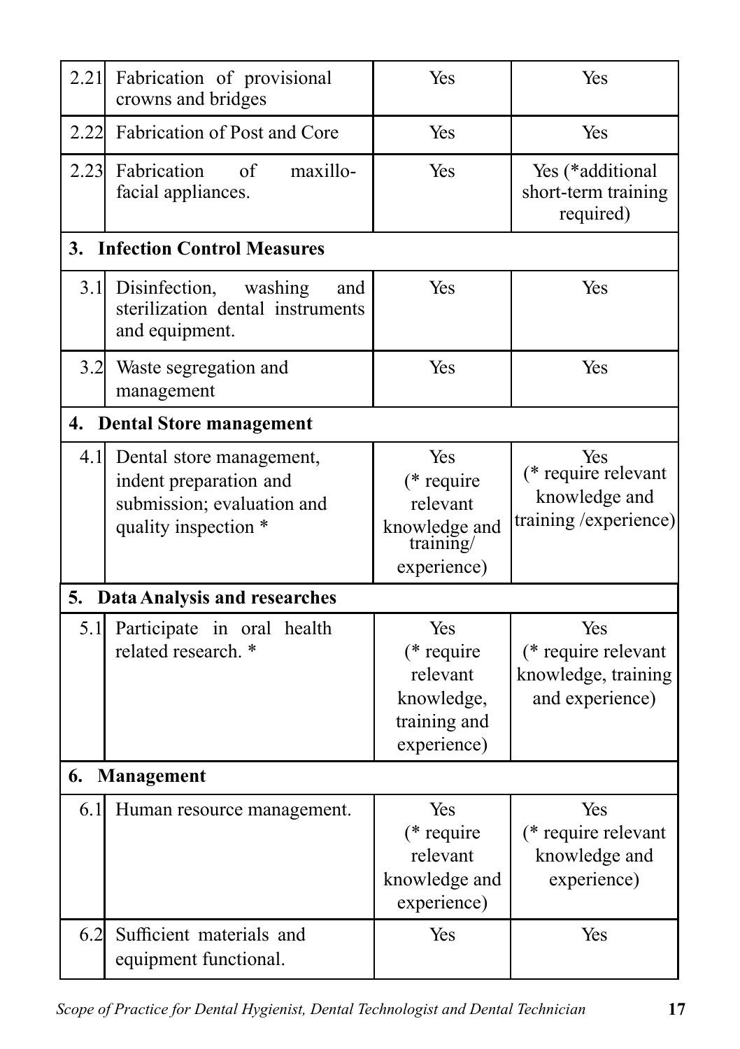| | | | |
|---|---|---|---|
| 2.21 | Fabrication of provisional crowns and bridges | Yes | Yes |
| 2.22 | Fabrication of Post and Core | Yes | Yes |
| 2.23 | Fabrication of maxillo-facial appliances. | Yes | Yes (*additional short-term training required) |
| **3.** | **Infection Control Measures** | | |
| 3.1 | Disinfection, washing and sterilization dental instruments and equipment. | Yes | Yes |
| 3.2 | Waste segregation and management | Yes | Yes |
| **4.** | **Dental Store management** | | |
| 4.1 | Dental store management, indent preparation and submission; evaluation and quality inspection * | Yes (* require relevant knowledge and training/ experience) | Yes (* require relevant knowledge and training /experience) |
| **5.** | **Data Analysis and researches** | | |
| 5.1 | Participate in oral health related research. * | Yes (* require relevant knowledge, training and experience) | Yes (* require relevant knowledge, training and experience) |
| **6.** | **Management** | | |
| 6.1 | Human resource management. | Yes (* require relevant knowledge and experience) | Yes (* require relevant knowledge and experience) |
| 6.2 | Sufficient materials and equipment functional. | Yes | Yes |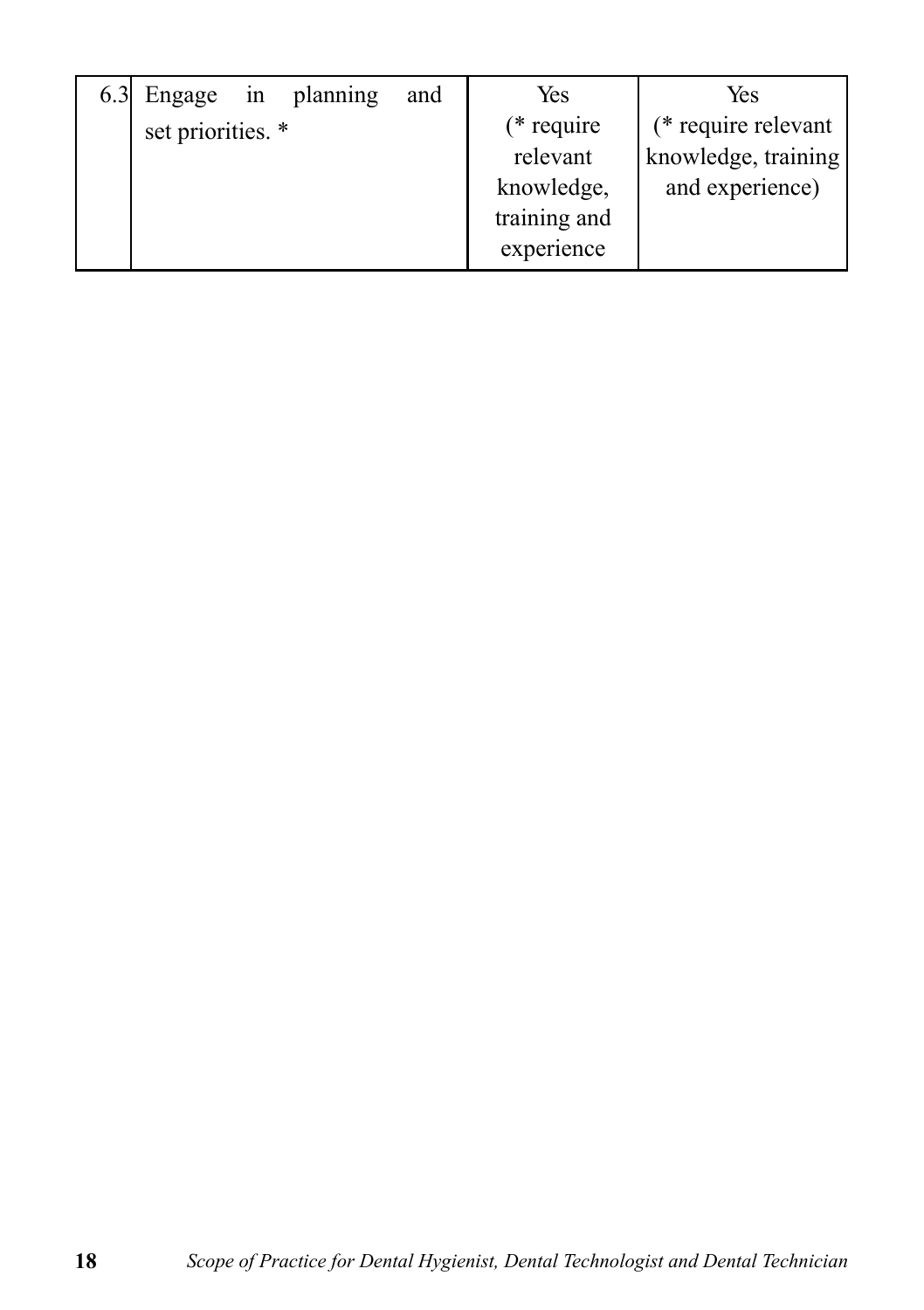| | | | |
|---|---|---|---|
| 6.3 | Engage in planning and set priorities. * | Yes (* require relevant knowledge, training and experience | Yes (* require relevant knowledge, training and experience) |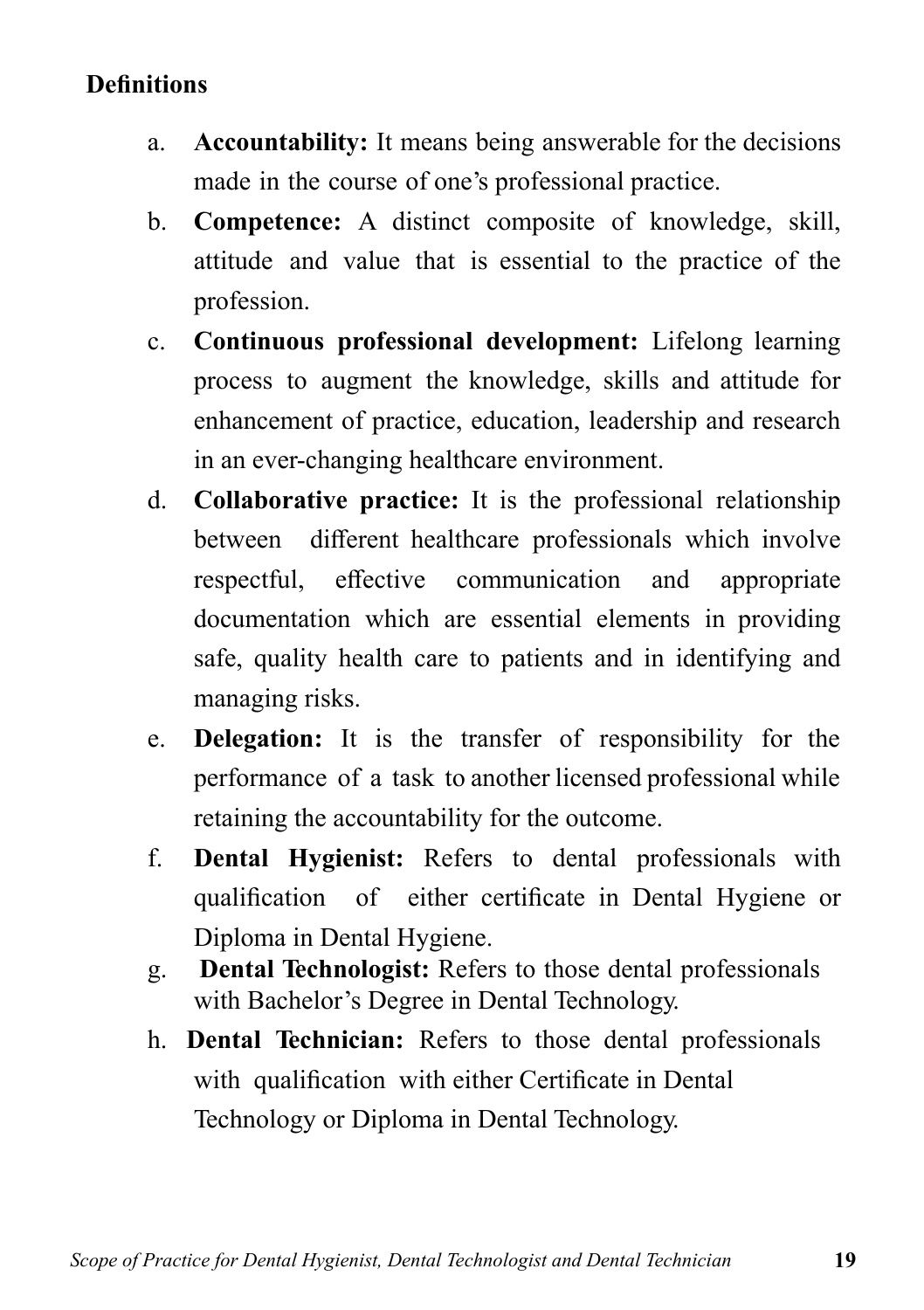## Definitions

a. **Accountability:** It means being answerable for the decisions made in the course of one's professional practice.

b. **Competence:** A distinct composite of knowledge, skill, attitude and value that is essential to the practice of the profession.

c. **Continuous professional development:** Lifelong learning process to augment the knowledge, skills and attitude for enhancement of practice, education, leadership and research in an ever-changing healthcare environment.

d. **Collaborative practice:** It is the professional relationship between different healthcare professionals which involve respectful, effective communication and appropriate documentation which are essential elements in providing safe, quality health care to patients and in identifying and managing risks.

e. **Delegation:** It is the transfer of responsibility for the performance of a task to another licensed professional while retaining the accountability for the outcome.

f. **Dental Hygienist:** Refers to dental professionals with qualification of either certificate in Dental Hygiene or Diploma in Dental Hygiene.

g. **Dental Technologist:** Refers to those dental professionals with Bachelor's Degree in Dental Technology.

h. **Dental Technician:** Refers to those dental professionals with qualification with either Certificate in Dental Technology or Diploma in Dental Technology.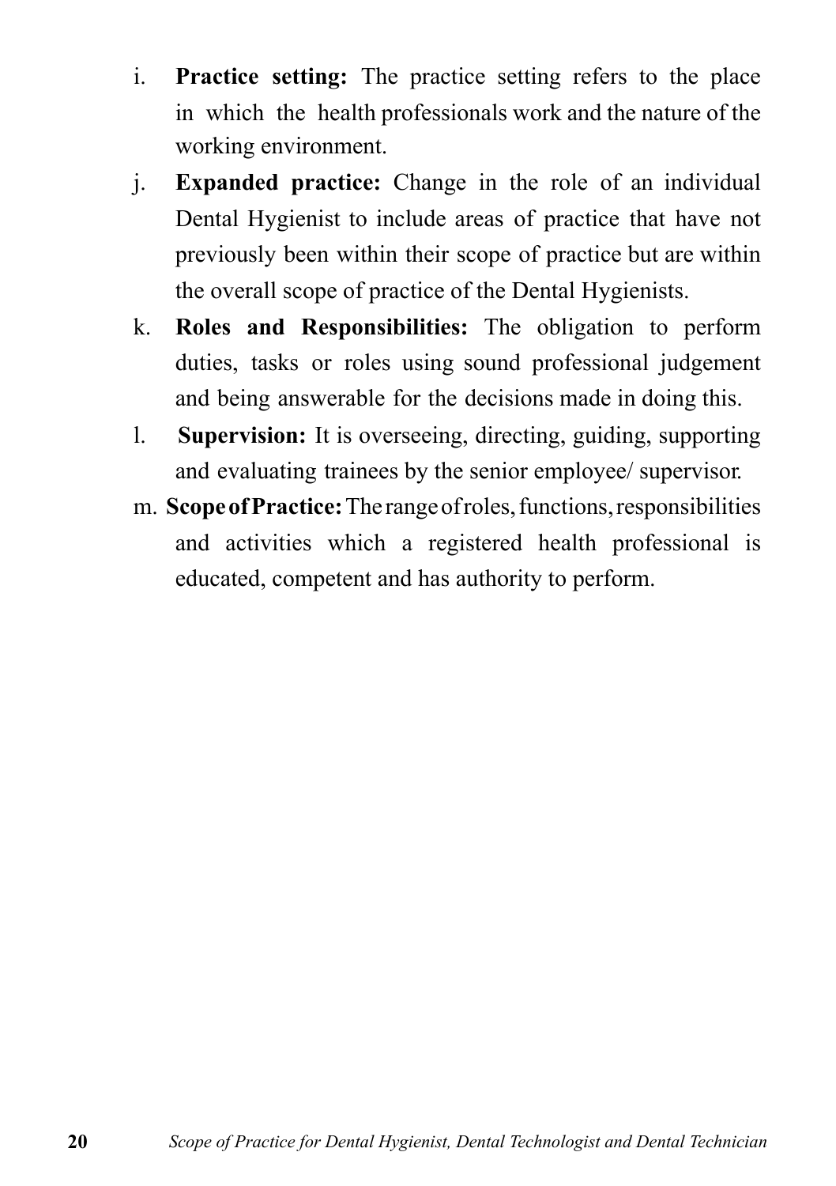i. **Practice setting:** The practice setting refers to the place in which the health professionals work and the nature of the working environment.

j. **Expanded practice:** Change in the role of an individual Dental Hygienist to include areas of practice that have not previously been within their scope of practice but are within the overall scope of practice of the Dental Hygienists.

k. **Roles and Responsibilities:** The obligation to perform duties, tasks or roles using sound professional judgement and being answerable for the decisions made in doing this.

l. **Supervision:** It is overseeing, directing, guiding, supporting and evaluating trainees by the senior employee/ supervisor.

m. **Scope of Practice:** The range of roles, functions, responsibilities and activities which a registered health professional is educated, competent and has authority to perform.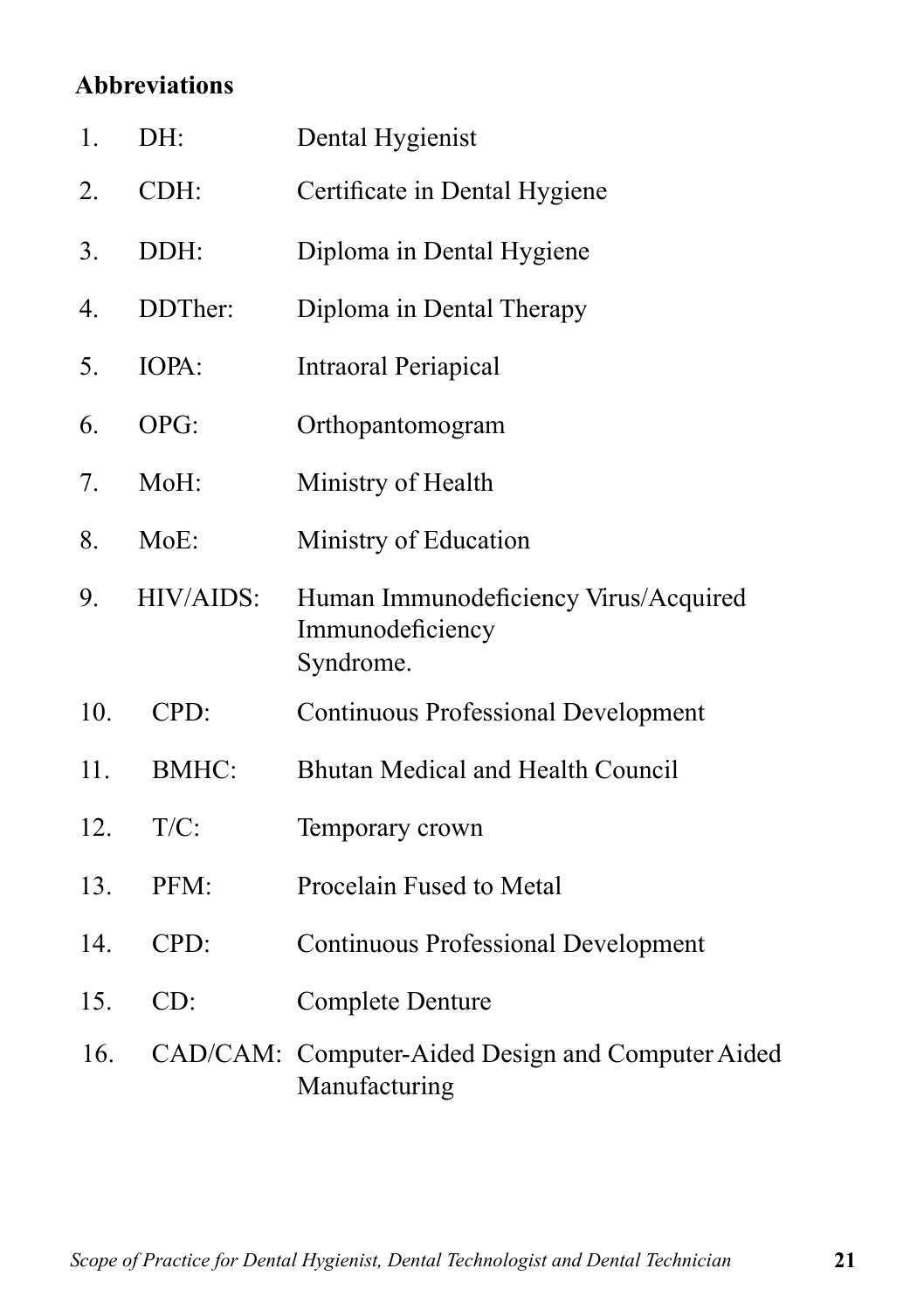**Abbreviations**

1. DH: Dental Hygienist
2. CDH: Certificate in Dental Hygiene
3. DDH: Diploma in Dental Hygiene
4. DDTher: Diploma in Dental Therapy
5. IOPA: Intraoral Periapical
6. OPG: Orthopantomogram
7. MoH: Ministry of Health
8. MoE: Ministry of Education
9. HIV/AIDS: Human Immunodeficiency Virus/Acquired Immunodeficiency Syndrome.
10. CPD: Continuous Professional Development
11. BMHC: Bhutan Medical and Health Council
12. T/C: Temporary crown
13. PFM: Procelain Fused to Metal
14. CPD: Continuous Professional Development
15. CD: Complete Denture
16. CAD/CAM: Computer-Aided Design and Computer Aided Manufacturing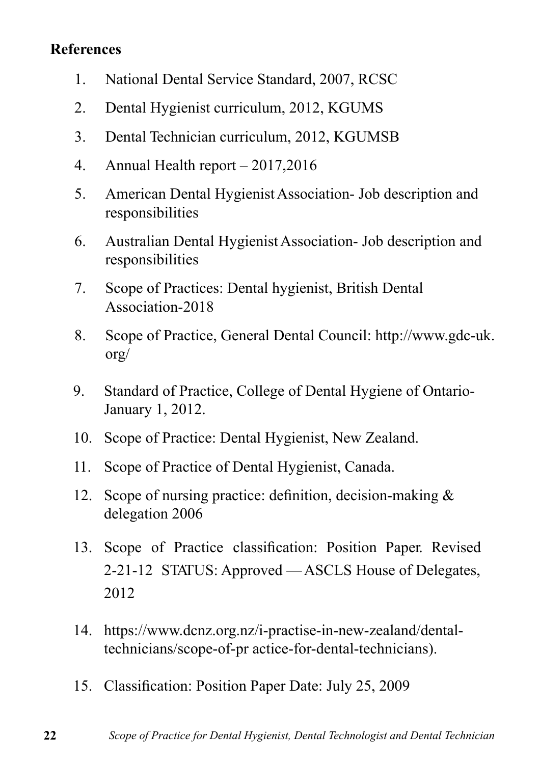**References**

1. National Dental Service Standard, 2007, RCSC
2. Dental Hygienist curriculum, 2012, KGUMS
3. Dental Technician curriculum, 2012, KGUMSB
4. Annual Health report – 2017,2016
5. American Dental Hygienist Association- Job description and responsibilities
6. Australian Dental Hygienist Association- Job description and responsibilities
7. Scope of Practices: Dental hygienist, British Dental Association-2018
8. Scope of Practice, General Dental Council: http://www.gdc-uk.org/
9. Standard of Practice, College of Dental Hygiene of Ontario- January 1, 2012.
10. Scope of Practice: Dental Hygienist, New Zealand.
11. Scope of Practice of Dental Hygienist, Canada.
12. Scope of nursing practice: definition, decision-making & delegation 2006
13. Scope of Practice classification: Position Paper. Revised 2-21-12 STATUS: Approved — ASCLS House of Delegates, 2012
14. https://www.dcnz.org.nz/i-practise-in-new-zealand/dental-technicians/scope-of-pr actice-for-dental-technicians).
15. Classification: Position Paper Date: July 25, 2009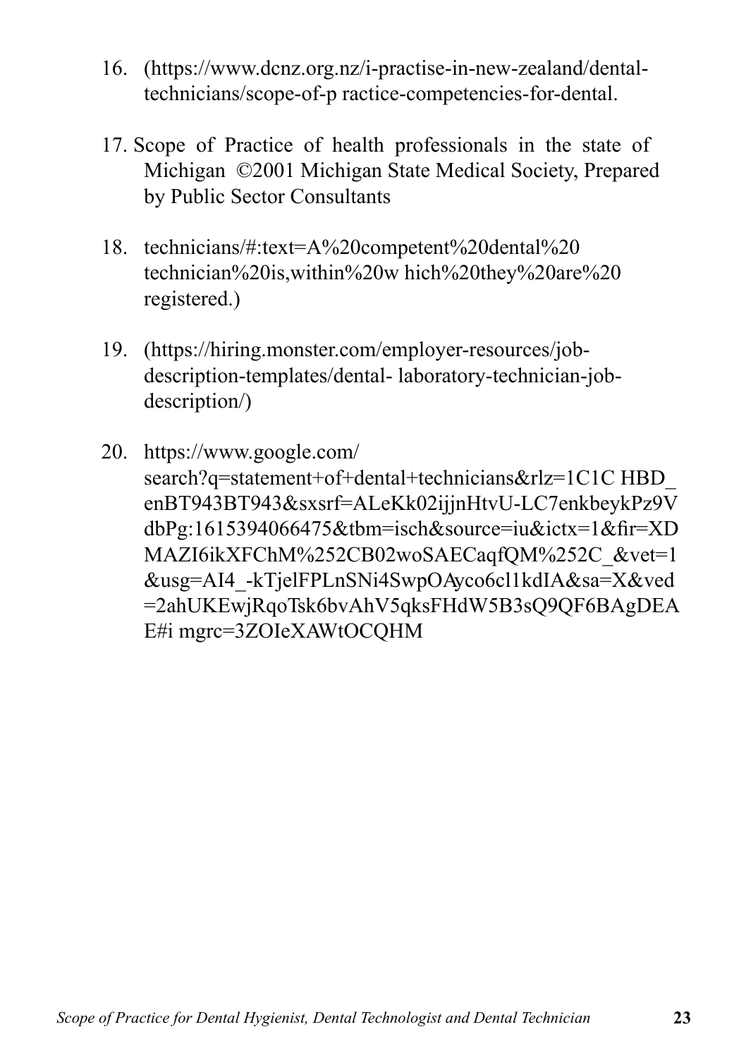16. (https://www.dcnz.org.nz/i-practise-in-new-zealand/dental-technicians/scope-of-p ractice-competencies-for-dental.

17. Scope of Practice of health professionals in the state of Michigan ©2001 Michigan State Medical Society, Prepared by Public Sector Consultants

18. technicians/#:text=A%20competent%20dental%20 technician%20is,within%20w hich%20they%20are%20 registered.)

19. (https://hiring.monster.com/employer-resources/job-description-templates/dental- laboratory-technician-job-description/)

20. https://www.google.com/search?q=statement+of+dental+technicians&rlz=1C1C HBD_enBT943BT943&sxsrf=ALeKk02ijjnHtvU-LC7enkbeykPz9VdbPg:1615394066475&tbm=isch&source=iu&ictx=1&fir=XDMAZI6ikXFChM%252CB02woSAECaqfQM%252C_&vet=1&usg=AI4_-kTjelFPLnSNi4SwpOAyco6cl1kdIA&sa=X&ved=2ahUKEwjRqoTsk6bvAhV5qksFHdW5B3sQ9QF6BAgDEAE#i mgrc=3ZOIeXAWtOCQHM